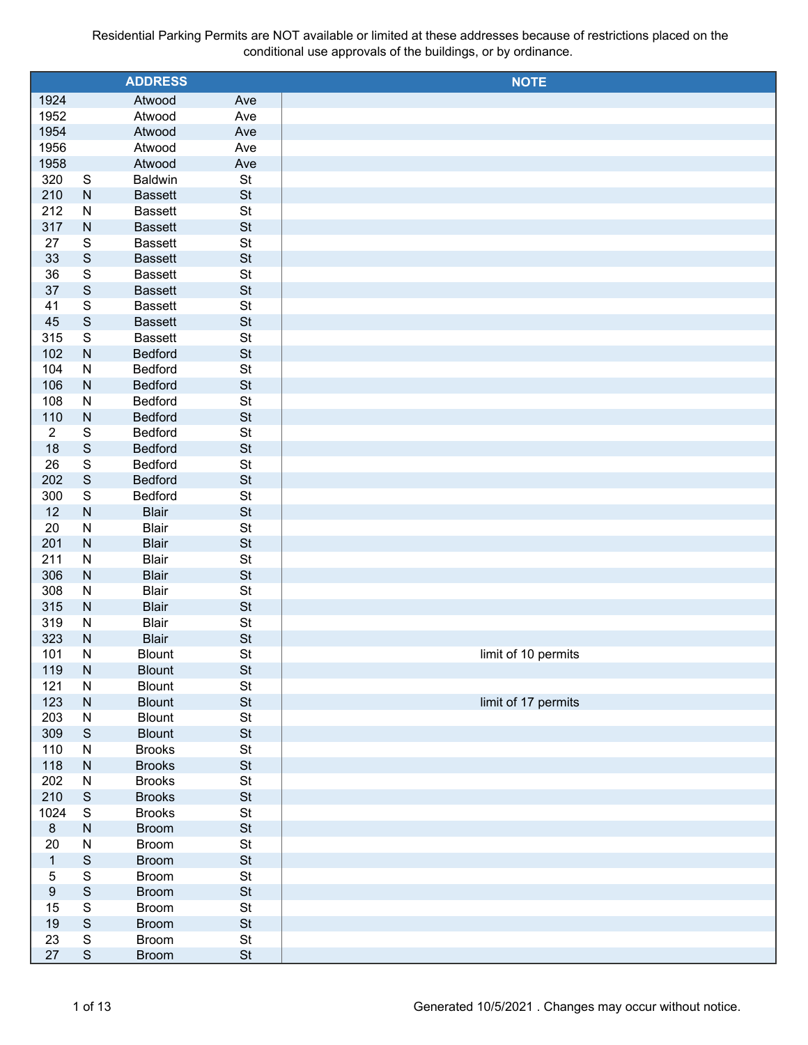Residential Parking Permits are NOT available or limited at these addresses because of restrictions placed on the conditional use approvals of the buildings, or by ordinance.

| ADDRESS | | | | NOTE |
|---|---|---|---|---|
| 1924 | | Atwood | Ave | |
| 1952 | | Atwood | Ave | |
| 1954 | | Atwood | Ave | |
| 1956 | | Atwood | Ave | |
| 1958 | | Atwood | Ave | |
| 320 | S | Baldwin | St | |
| 210 | N | Bassett | St | |
| 212 | N | Bassett | St | |
| 317 | N | Bassett | St | |
| 27 | S | Bassett | St | |
| 33 | S | Bassett | St | |
| 36 | S | Bassett | St | |
| 37 | S | Bassett | St | |
| 41 | S | Bassett | St | |
| 45 | S | Bassett | St | |
| 315 | S | Bassett | St | |
| 102 | N | Bedford | St | |
| 104 | N | Bedford | St | |
| 106 | N | Bedford | St | |
| 108 | N | Bedford | St | |
| 110 | N | Bedford | St | |
| 2 | S | Bedford | St | |
| 18 | S | Bedford | St | |
| 26 | S | Bedford | St | |
| 202 | S | Bedford | St | |
| 300 | S | Bedford | St | |
| 12 | N | Blair | St | |
| 20 | N | Blair | St | |
| 201 | N | Blair | St | |
| 211 | N | Blair | St | |
| 306 | N | Blair | St | |
| 308 | N | Blair | St | |
| 315 | N | Blair | St | |
| 319 | N | Blair | St | |
| 323 | N | Blair | St | |
| 101 | N | Blount | St | limit of 10 permits |
| 119 | N | Blount | St | |
| 121 | N | Blount | St | |
| 123 | N | Blount | St | limit of 17 permits |
| 203 | N | Blount | St | |
| 309 | S | Blount | St | |
| 110 | N | Brooks | St | |
| 118 | N | Brooks | St | |
| 202 | N | Brooks | St | |
| 210 | S | Brooks | St | |
| 1024 | S | Brooks | St | |
| 8 | N | Broom | St | |
| 20 | N | Broom | St | |
| 1 | S | Broom | St | |
| 5 | S | Broom | St | |
| 9 | S | Broom | St | |
| 15 | S | Broom | St | |
| 19 | S | Broom | St | |
| 23 | S | Broom | St | |
| 27 | S | Broom | St | |

Generated 10/5/2021 . Changes may occur without notice.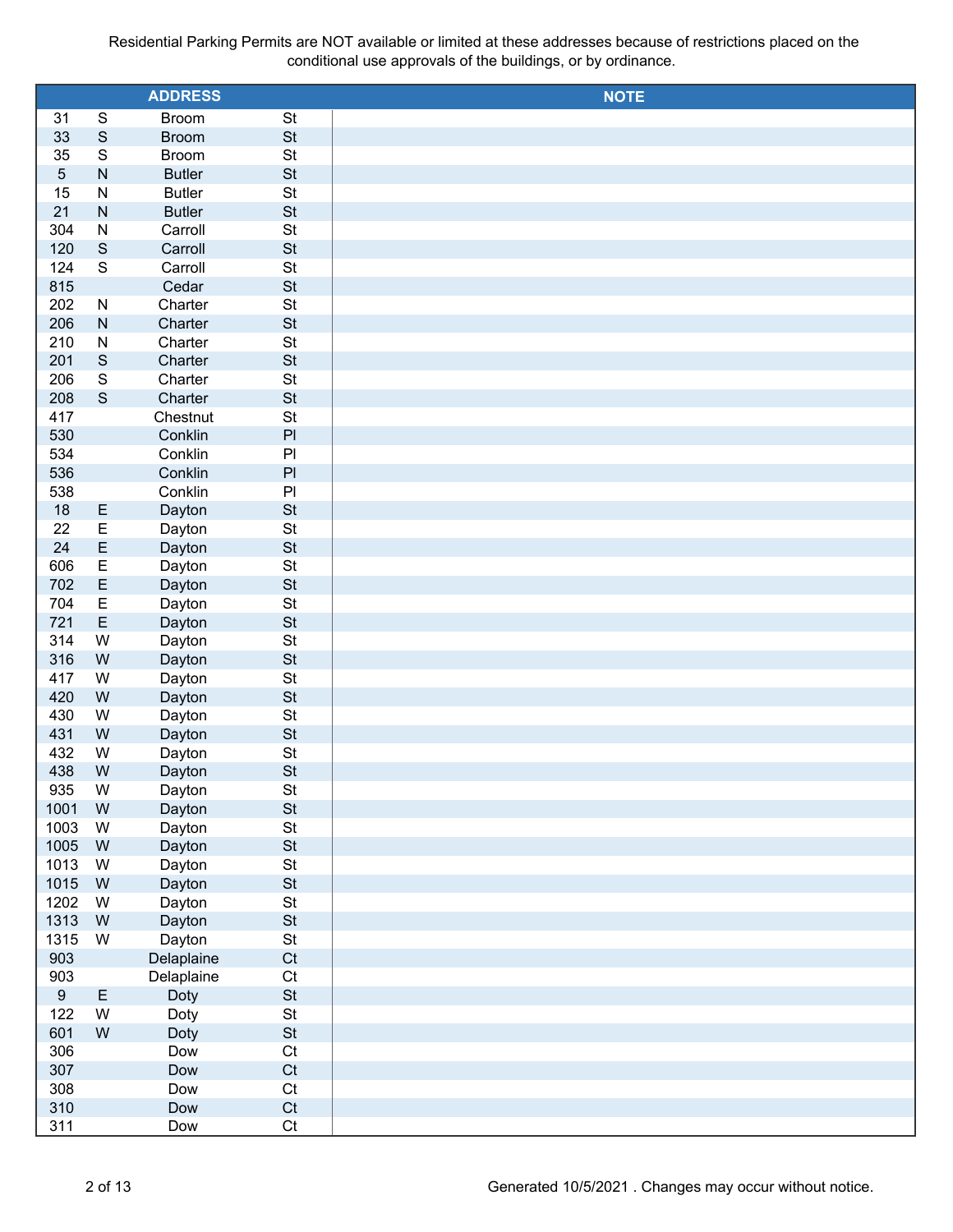Residential Parking Permits are NOT available or limited at these addresses because of restrictions placed on the conditional use approvals of the buildings, or by ordinance.

| ADDRESS | | | | NOTE |
|---|---|---|---|---|
| 31 | S | Broom | St | |
| 33 | S | Broom | St | |
| 35 | S | Broom | St | |
| 5 | N | Butler | St | |
| 15 | N | Butler | St | |
| 21 | N | Butler | St | |
| 304 | N | Carroll | St | |
| 120 | S | Carroll | St | |
| 124 | S | Carroll | St | |
| 815 | | Cedar | St | |
| 202 | N | Charter | St | |
| 206 | N | Charter | St | |
| 210 | N | Charter | St | |
| 201 | S | Charter | St | |
| 206 | S | Charter | St | |
| 208 | S | Charter | St | |
| 417 | | Chestnut | St | |
| 530 | | Conklin | Pl | |
| 534 | | Conklin | Pl | |
| 536 | | Conklin | Pl | |
| 538 | | Conklin | Pl | |
| 18 | E | Dayton | St | |
| 22 | E | Dayton | St | |
| 24 | E | Dayton | St | |
| 606 | E | Dayton | St | |
| 702 | E | Dayton | St | |
| 704 | E | Dayton | St | |
| 721 | E | Dayton | St | |
| 314 | W | Dayton | St | |
| 316 | W | Dayton | St | |
| 417 | W | Dayton | St | |
| 420 | W | Dayton | St | |
| 430 | W | Dayton | St | |
| 431 | W | Dayton | St | |
| 432 | W | Dayton | St | |
| 438 | W | Dayton | St | |
| 935 | W | Dayton | St | |
| 1001 | W | Dayton | St | |
| 1003 | W | Dayton | St | |
| 1005 | W | Dayton | St | |
| 1013 | W | Dayton | St | |
| 1015 | W | Dayton | St | |
| 1202 | W | Dayton | St | |
| 1313 | W | Dayton | St | |
| 1315 | W | Dayton | St | |
| 903 | | Delaplaine | Ct | |
| 903 | | Delaplaine | Ct | |
| 9 | E | Doty | St | |
| 122 | W | Doty | St | |
| 601 | W | Doty | St | |
| 306 | | Dow | Ct | |
| 307 | | Dow | Ct | |
| 308 | | Dow | Ct | |
| 310 | | Dow | Ct | |
| 311 | | Dow | Ct | |

Generated 10/5/2021 . Changes may occur without notice.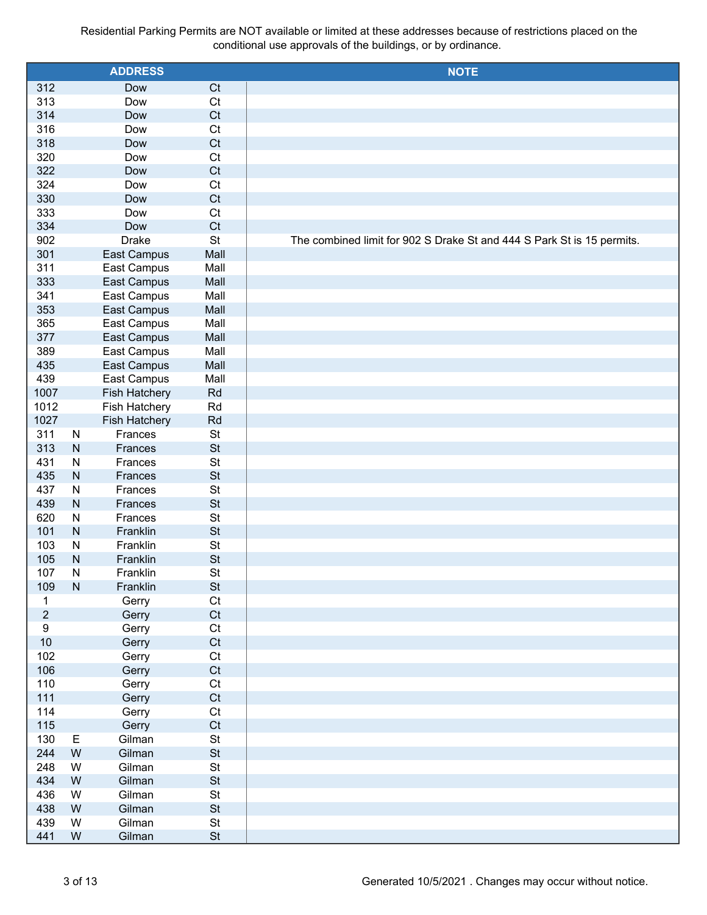Residential Parking Permits are NOT available or limited at these addresses because of restrictions placed on the conditional use approvals of the buildings, or by ordinance.

| ADDRESS | | | | NOTE |
|---|---|---|---|---|
| 312 | | Dow | Ct | |
| 313 | | Dow | Ct | |
| 314 | | Dow | Ct | |
| 316 | | Dow | Ct | |
| 318 | | Dow | Ct | |
| 320 | | Dow | Ct | |
| 322 | | Dow | Ct | |
| 324 | | Dow | Ct | |
| 330 | | Dow | Ct | |
| 333 | | Dow | Ct | |
| 334 | | Dow | Ct | |
| 902 | | Drake | St | The combined limit for 902 S Drake St and 444 S Park St is 15 permits. |
| 301 | | East Campus | Mall | |
| 311 | | East Campus | Mall | |
| 333 | | East Campus | Mall | |
| 341 | | East Campus | Mall | |
| 353 | | East Campus | Mall | |
| 365 | | East Campus | Mall | |
| 377 | | East Campus | Mall | |
| 389 | | East Campus | Mall | |
| 435 | | East Campus | Mall | |
| 439 | | East Campus | Mall | |
| 1007 | | Fish Hatchery | Rd | |
| 1012 | | Fish Hatchery | Rd | |
| 1027 | | Fish Hatchery | Rd | |
| 311 | N | Frances | St | |
| 313 | N | Frances | St | |
| 431 | N | Frances | St | |
| 435 | N | Frances | St | |
| 437 | N | Frances | St | |
| 439 | N | Frances | St | |
| 620 | N | Frances | St | |
| 101 | N | Franklin | St | |
| 103 | N | Franklin | St | |
| 105 | N | Franklin | St | |
| 107 | N | Franklin | St | |
| 109 | N | Franklin | St | |
| 1 | | Gerry | Ct | |
| 2 | | Gerry | Ct | |
| 9 | | Gerry | Ct | |
| 10 | | Gerry | Ct | |
| 102 | | Gerry | Ct | |
| 106 | | Gerry | Ct | |
| 110 | | Gerry | Ct | |
| 111 | | Gerry | Ct | |
| 114 | | Gerry | Ct | |
| 115 | | Gerry | Ct | |
| 130 | E | Gilman | St | |
| 244 | W | Gilman | St | |
| 248 | W | Gilman | St | |
| 434 | W | Gilman | St | |
| 436 | W | Gilman | St | |
| 438 | W | Gilman | St | |
| 439 | W | Gilman | St | |
| 441 | W | Gilman | St | |

Generated 10/5/2021 . Changes may occur without notice.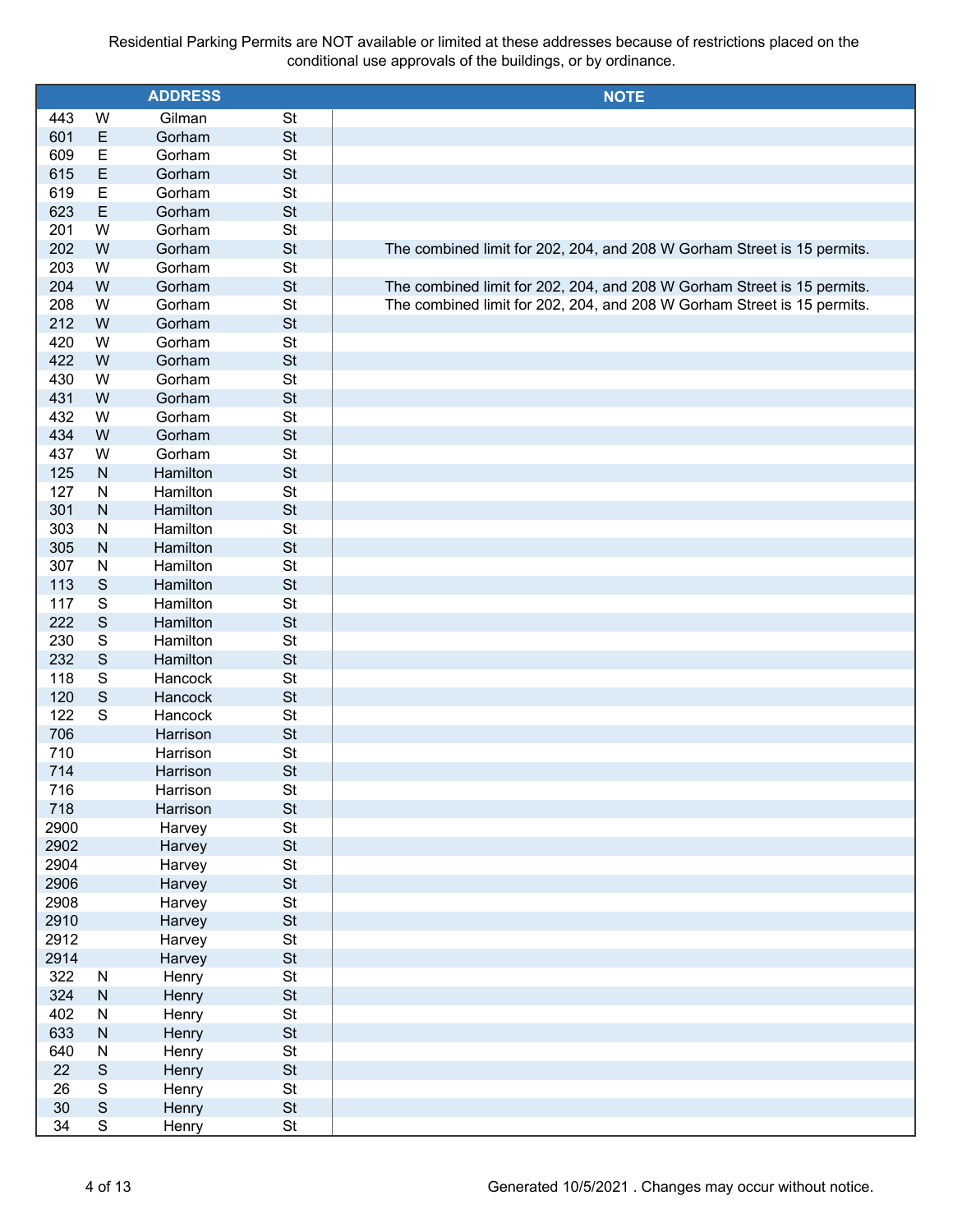Residential Parking Permits are NOT available or limited at these addresses because of restrictions placed on the conditional use approvals of the buildings, or by ordinance.

| ADDRESS | | | | NOTE |
|---|---|---|---|---|
| 443 | W | Gilman | St | |
| 601 | E | Gorham | St | |
| 609 | E | Gorham | St | |
| 615 | E | Gorham | St | |
| 619 | E | Gorham | St | |
| 623 | E | Gorham | St | |
| 201 | W | Gorham | St | |
| 202 | W | Gorham | St | The combined limit for 202, 204, and 208 W Gorham Street is 15 permits. |
| 203 | W | Gorham | St | |
| 204 | W | Gorham | St | The combined limit for 202, 204, and 208 W Gorham Street is 15 permits. |
| 208 | W | Gorham | St | The combined limit for 202, 204, and 208 W Gorham Street is 15 permits. |
| 212 | W | Gorham | St | |
| 420 | W | Gorham | St | |
| 422 | W | Gorham | St | |
| 430 | W | Gorham | St | |
| 431 | W | Gorham | St | |
| 432 | W | Gorham | St | |
| 434 | W | Gorham | St | |
| 437 | W | Gorham | St | |
| 125 | N | Hamilton | St | |
| 127 | N | Hamilton | St | |
| 301 | N | Hamilton | St | |
| 303 | N | Hamilton | St | |
| 305 | N | Hamilton | St | |
| 307 | N | Hamilton | St | |
| 113 | S | Hamilton | St | |
| 117 | S | Hamilton | St | |
| 222 | S | Hamilton | St | |
| 230 | S | Hamilton | St | |
| 232 | S | Hamilton | St | |
| 118 | S | Hancock | St | |
| 120 | S | Hancock | St | |
| 122 | S | Hancock | St | |
| 706 | | Harrison | St | |
| 710 | | Harrison | St | |
| 714 | | Harrison | St | |
| 716 | | Harrison | St | |
| 718 | | Harrison | St | |
| 2900 | | Harvey | St | |
| 2902 | | Harvey | St | |
| 2904 | | Harvey | St | |
| 2906 | | Harvey | St | |
| 2908 | | Harvey | St | |
| 2910 | | Harvey | St | |
| 2912 | | Harvey | St | |
| 2914 | | Harvey | St | |
| 322 | N | Henry | St | |
| 324 | N | Henry | St | |
| 402 | N | Henry | St | |
| 633 | N | Henry | St | |
| 640 | N | Henry | St | |
| 22 | S | Henry | St | |
| 26 | S | Henry | St | |
| 30 | S | Henry | St | |
| 34 | S | Henry | St | |

Generated 10/5/2021 . Changes may occur without notice.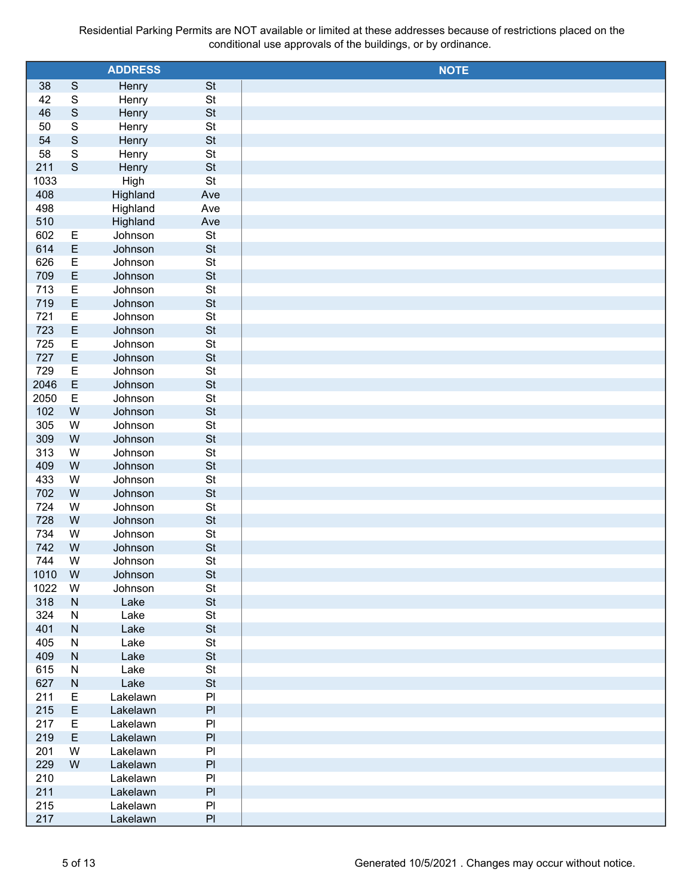Residential Parking Permits are NOT available or limited at these addresses because of restrictions placed on the conditional use approvals of the buildings, or by ordinance.

| ADDRESS | | | | NOTE |
|---|---|---|---|---|
| 38 | S | Henry | St | |
| 42 | S | Henry | St | |
| 46 | S | Henry | St | |
| 50 | S | Henry | St | |
| 54 | S | Henry | St | |
| 58 | S | Henry | St | |
| 211 | S | Henry | St | |
| 1033 | | High | St | |
| 408 | | Highland | Ave | |
| 498 | | Highland | Ave | |
| 510 | | Highland | Ave | |
| 602 | E | Johnson | St | |
| 614 | E | Johnson | St | |
| 626 | E | Johnson | St | |
| 709 | E | Johnson | St | |
| 713 | E | Johnson | St | |
| 719 | E | Johnson | St | |
| 721 | E | Johnson | St | |
| 723 | E | Johnson | St | |
| 725 | E | Johnson | St | |
| 727 | E | Johnson | St | |
| 729 | E | Johnson | St | |
| 2046 | E | Johnson | St | |
| 2050 | E | Johnson | St | |
| 102 | W | Johnson | St | |
| 305 | W | Johnson | St | |
| 309 | W | Johnson | St | |
| 313 | W | Johnson | St | |
| 409 | W | Johnson | St | |
| 433 | W | Johnson | St | |
| 702 | W | Johnson | St | |
| 724 | W | Johnson | St | |
| 728 | W | Johnson | St | |
| 734 | W | Johnson | St | |
| 742 | W | Johnson | St | |
| 744 | W | Johnson | St | |
| 1010 | W | Johnson | St | |
| 1022 | W | Johnson | St | |
| 318 | N | Lake | St | |
| 324 | N | Lake | St | |
| 401 | N | Lake | St | |
| 405 | N | Lake | St | |
| 409 | N | Lake | St | |
| 615 | N | Lake | St | |
| 627 | N | Lake | St | |
| 211 | E | Lakelawn | Pl | |
| 215 | E | Lakelawn | Pl | |
| 217 | E | Lakelawn | Pl | |
| 219 | E | Lakelawn | Pl | |
| 201 | W | Lakelawn | Pl | |
| 229 | W | Lakelawn | Pl | |
| 210 | | Lakelawn | Pl | |
| 211 | | Lakelawn | Pl | |
| 215 | | Lakelawn | Pl | |
| 217 | | Lakelawn | Pl | |

Generated 10/5/2021 . Changes may occur without notice.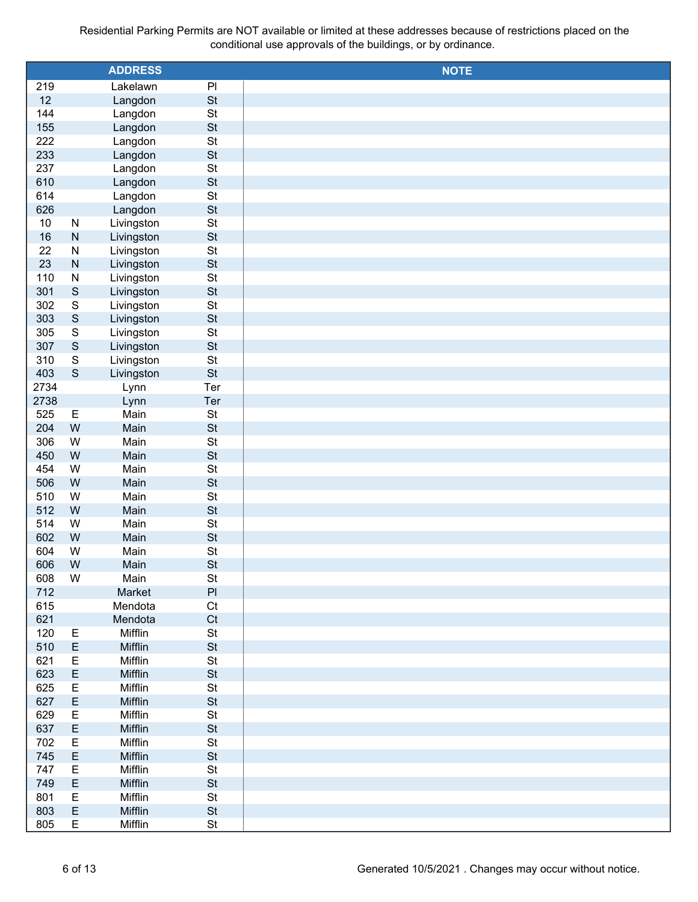Residential Parking Permits are NOT available or limited at these addresses because of restrictions placed on the conditional use approvals of the buildings, or by ordinance.

| ADDRESS | | | | NOTE |
|---|---|---|---|---|
| 219 | | Lakelawn | Pl | |
| 12 | | Langdon | St | |
| 144 | | Langdon | St | |
| 155 | | Langdon | St | |
| 222 | | Langdon | St | |
| 233 | | Langdon | St | |
| 237 | | Langdon | St | |
| 610 | | Langdon | St | |
| 614 | | Langdon | St | |
| 626 | | Langdon | St | |
| 10 | N | Livingston | St | |
| 16 | N | Livingston | St | |
| 22 | N | Livingston | St | |
| 23 | N | Livingston | St | |
| 110 | N | Livingston | St | |
| 301 | S | Livingston | St | |
| 302 | S | Livingston | St | |
| 303 | S | Livingston | St | |
| 305 | S | Livingston | St | |
| 307 | S | Livingston | St | |
| 310 | S | Livingston | St | |
| 403 | S | Livingston | St | |
| 2734 | | Lynn | Ter | |
| 2738 | | Lynn | Ter | |
| 525 | E | Main | St | |
| 204 | W | Main | St | |
| 306 | W | Main | St | |
| 450 | W | Main | St | |
| 454 | W | Main | St | |
| 506 | W | Main | St | |
| 510 | W | Main | St | |
| 512 | W | Main | St | |
| 514 | W | Main | St | |
| 602 | W | Main | St | |
| 604 | W | Main | St | |
| 606 | W | Main | St | |
| 608 | W | Main | St | |
| 712 | | Market | Pl | |
| 615 | | Mendota | Ct | |
| 621 | | Mendota | Ct | |
| 120 | E | Mifflin | St | |
| 510 | E | Mifflin | St | |
| 621 | E | Mifflin | St | |
| 623 | E | Mifflin | St | |
| 625 | E | Mifflin | St | |
| 627 | E | Mifflin | St | |
| 629 | E | Mifflin | St | |
| 637 | E | Mifflin | St | |
| 702 | E | Mifflin | St | |
| 745 | E | Mifflin | St | |
| 747 | E | Mifflin | St | |
| 749 | E | Mifflin | St | |
| 801 | E | Mifflin | St | |
| 803 | E | Mifflin | St | |
| 805 | E | Mifflin | St | |

Generated 10/5/2021 . Changes may occur without notice.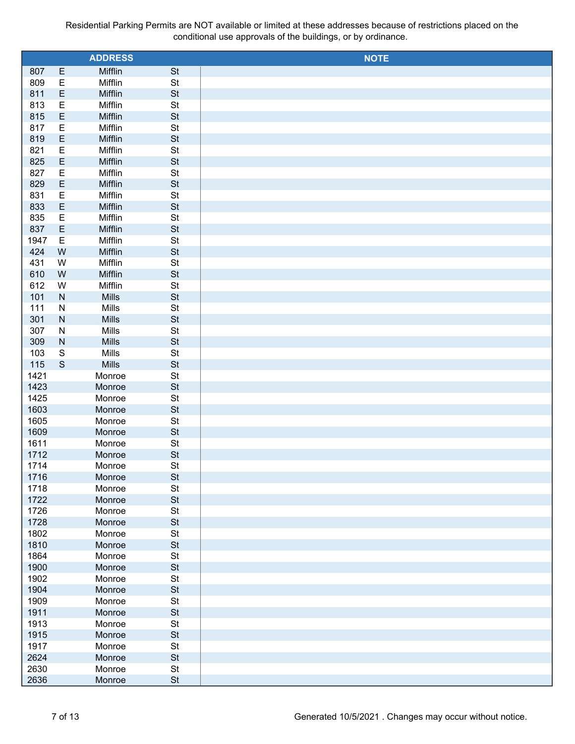Residential Parking Permits are NOT available or limited at these addresses because of restrictions placed on the conditional use approvals of the buildings, or by ordinance.

| ADDRESS | | | | NOTE |
|---|---|---|---|---|
| 807 | E | Mifflin | St | |
| 809 | E | Mifflin | St | |
| 811 | E | Mifflin | St | |
| 813 | E | Mifflin | St | |
| 815 | E | Mifflin | St | |
| 817 | E | Mifflin | St | |
| 819 | E | Mifflin | St | |
| 821 | E | Mifflin | St | |
| 825 | E | Mifflin | St | |
| 827 | E | Mifflin | St | |
| 829 | E | Mifflin | St | |
| 831 | E | Mifflin | St | |
| 833 | E | Mifflin | St | |
| 835 | E | Mifflin | St | |
| 837 | E | Mifflin | St | |
| 1947 | E | Mifflin | St | |
| 424 | W | Mifflin | St | |
| 431 | W | Mifflin | St | |
| 610 | W | Mifflin | St | |
| 612 | W | Mifflin | St | |
| 101 | N | Mills | St | |
| 111 | N | Mills | St | |
| 301 | N | Mills | St | |
| 307 | N | Mills | St | |
| 309 | N | Mills | St | |
| 103 | S | Mills | St | |
| 115 | S | Mills | St | |
| 1421 | | Monroe | St | |
| 1423 | | Monroe | St | |
| 1425 | | Monroe | St | |
| 1603 | | Monroe | St | |
| 1605 | | Monroe | St | |
| 1609 | | Monroe | St | |
| 1611 | | Monroe | St | |
| 1712 | | Monroe | St | |
| 1714 | | Monroe | St | |
| 1716 | | Monroe | St | |
| 1718 | | Monroe | St | |
| 1722 | | Monroe | St | |
| 1726 | | Monroe | St | |
| 1728 | | Monroe | St | |
| 1802 | | Monroe | St | |
| 1810 | | Monroe | St | |
| 1864 | | Monroe | St | |
| 1900 | | Monroe | St | |
| 1902 | | Monroe | St | |
| 1904 | | Monroe | St | |
| 1909 | | Monroe | St | |
| 1911 | | Monroe | St | |
| 1913 | | Monroe | St | |
| 1915 | | Monroe | St | |
| 1917 | | Monroe | St | |
| 2624 | | Monroe | St | |
| 2630 | | Monroe | St | |
| 2636 | | Monroe | St | |

Generated 10/5/2021 . Changes may occur without notice.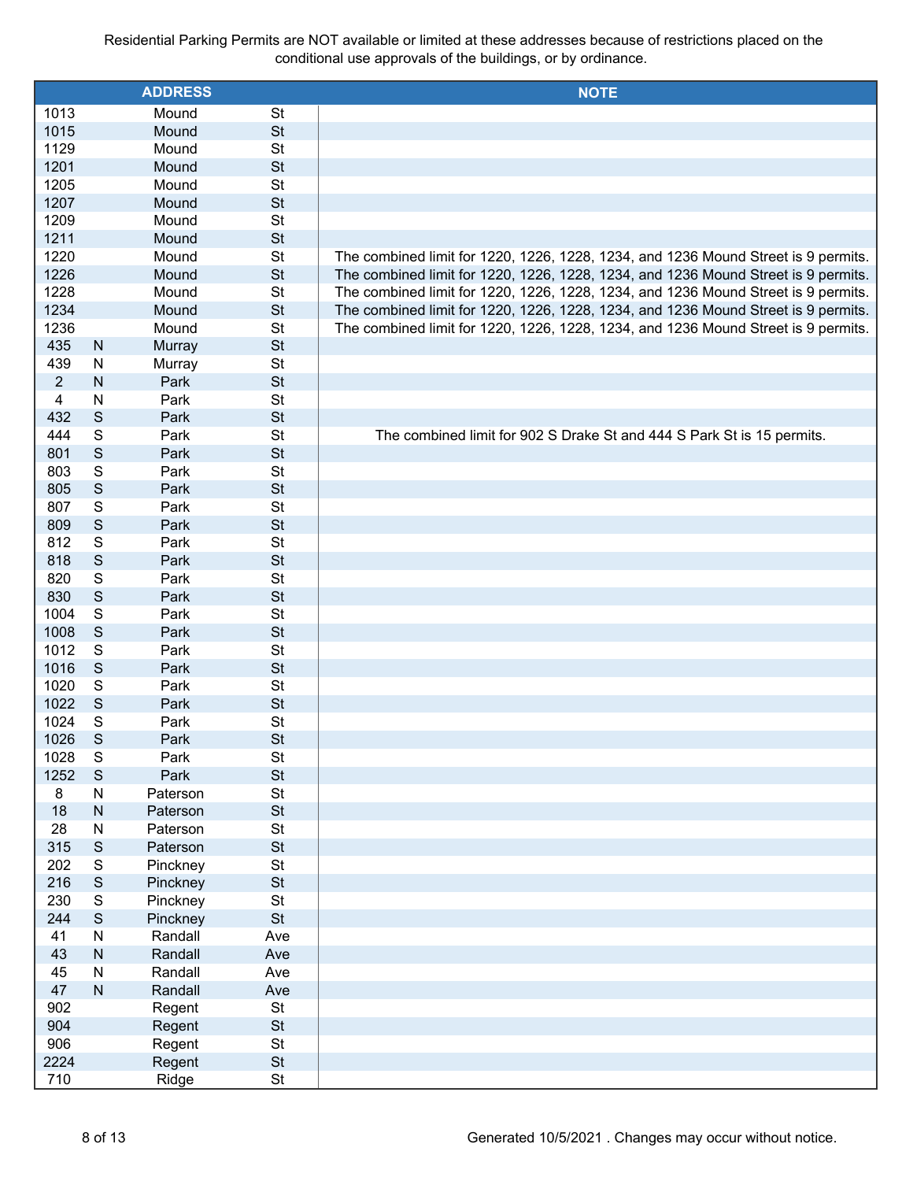Residential Parking Permits are NOT available or limited at these addresses because of restrictions placed on the conditional use approvals of the buildings, or by ordinance.

| ADDRESS | | | | NOTE |
|---|---|---|---|---|
| 1013 | | Mound | St | |
| 1015 | | Mound | St | |
| 1129 | | Mound | St | |
| 1201 | | Mound | St | |
| 1205 | | Mound | St | |
| 1207 | | Mound | St | |
| 1209 | | Mound | St | |
| 1211 | | Mound | St | |
| 1220 | | Mound | St | The combined limit for 1220, 1226, 1228, 1234, and 1236 Mound Street is 9 permits. |
| 1226 | | Mound | St | The combined limit for 1220, 1226, 1228, 1234, and 1236 Mound Street is 9 permits. |
| 1228 | | Mound | St | The combined limit for 1220, 1226, 1228, 1234, and 1236 Mound Street is 9 permits. |
| 1234 | | Mound | St | The combined limit for 1220, 1226, 1228, 1234, and 1236 Mound Street is 9 permits. |
| 1236 | | Mound | St | The combined limit for 1220, 1226, 1228, 1234, and 1236 Mound Street is 9 permits. |
| 435 | N | Murray | St | |
| 439 | N | Murray | St | |
| 2 | N | Park | St | |
| 4 | N | Park | St | |
| 432 | S | Park | St | |
| 444 | S | Park | St | The combined limit for 902 S Drake St and 444 S Park St is 15 permits. |
| 801 | S | Park | St | |
| 803 | S | Park | St | |
| 805 | S | Park | St | |
| 807 | S | Park | St | |
| 809 | S | Park | St | |
| 812 | S | Park | St | |
| 818 | S | Park | St | |
| 820 | S | Park | St | |
| 830 | S | Park | St | |
| 1004 | S | Park | St | |
| 1008 | S | Park | St | |
| 1012 | S | Park | St | |
| 1016 | S | Park | St | |
| 1020 | S | Park | St | |
| 1022 | S | Park | St | |
| 1024 | S | Park | St | |
| 1026 | S | Park | St | |
| 1028 | S | Park | St | |
| 1252 | S | Park | St | |
| 8 | N | Paterson | St | |
| 18 | N | Paterson | St | |
| 28 | N | Paterson | St | |
| 315 | S | Paterson | St | |
| 202 | S | Pinckney | St | |
| 216 | S | Pinckney | St | |
| 230 | S | Pinckney | St | |
| 244 | S | Pinckney | St | |
| 41 | N | Randall | Ave | |
| 43 | N | Randall | Ave | |
| 45 | N | Randall | Ave | |
| 47 | N | Randall | Ave | |
| 902 | | Regent | St | |
| 904 | | Regent | St | |
| 906 | | Regent | St | |
| 2224 | | Regent | St | |
| 710 | | Ridge | St | |

Generated 10/5/2021 . Changes may occur without notice.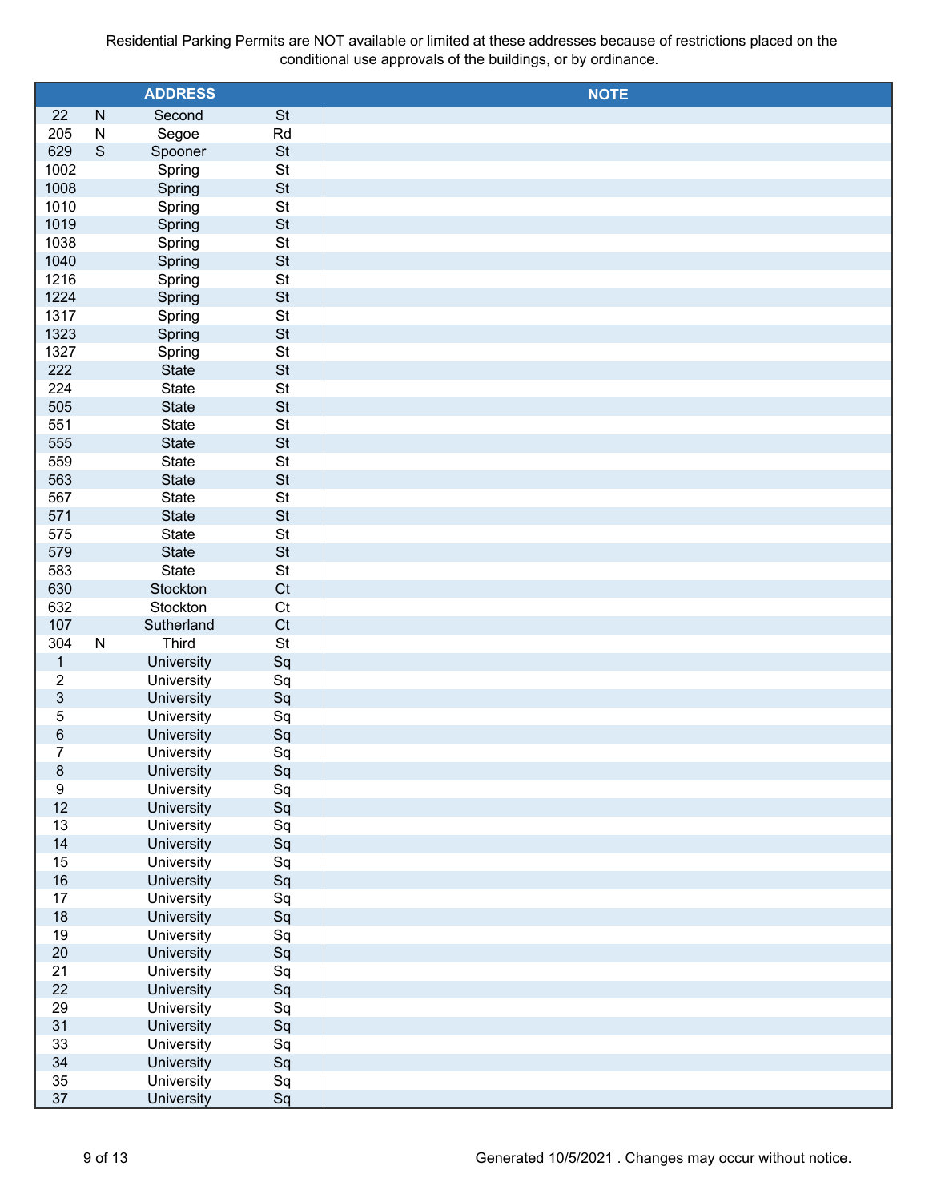Residential Parking Permits are NOT available or limited at these addresses because of restrictions placed on the conditional use approvals of the buildings, or by ordinance.

| ADDRESS | | | | NOTE |
|---|---|---|---|---|
| 22 | N | Second | St | |
| 205 | N | Segoe | Rd | |
| 629 | S | Spooner | St | |
| 1002 | | Spring | St | |
| 1008 | | Spring | St | |
| 1010 | | Spring | St | |
| 1019 | | Spring | St | |
| 1038 | | Spring | St | |
| 1040 | | Spring | St | |
| 1216 | | Spring | St | |
| 1224 | | Spring | St | |
| 1317 | | Spring | St | |
| 1323 | | Spring | St | |
| 1327 | | Spring | St | |
| 222 | | State | St | |
| 224 | | State | St | |
| 505 | | State | St | |
| 551 | | State | St | |
| 555 | | State | St | |
| 559 | | State | St | |
| 563 | | State | St | |
| 567 | | State | St | |
| 571 | | State | St | |
| 575 | | State | St | |
| 579 | | State | St | |
| 583 | | State | St | |
| 630 | | Stockton | Ct | |
| 632 | | Stockton | Ct | |
| 107 | | Sutherland | Ct | |
| 304 | N | Third | St | |
| 1 | | University | Sq | |
| 2 | | University | Sq | |
| 3 | | University | Sq | |
| 5 | | University | Sq | |
| 6 | | University | Sq | |
| 7 | | University | Sq | |
| 8 | | University | Sq | |
| 9 | | University | Sq | |
| 12 | | University | Sq | |
| 13 | | University | Sq | |
| 14 | | University | Sq | |
| 15 | | University | Sq | |
| 16 | | University | Sq | |
| 17 | | University | Sq | |
| 18 | | University | Sq | |
| 19 | | University | Sq | |
| 20 | | University | Sq | |
| 21 | | University | Sq | |
| 22 | | University | Sq | |
| 29 | | University | Sq | |
| 31 | | University | Sq | |
| 33 | | University | Sq | |
| 34 | | University | Sq | |
| 35 | | University | Sq | |
| 37 | | University | Sq | |

Generated 10/5/2021 . Changes may occur without notice.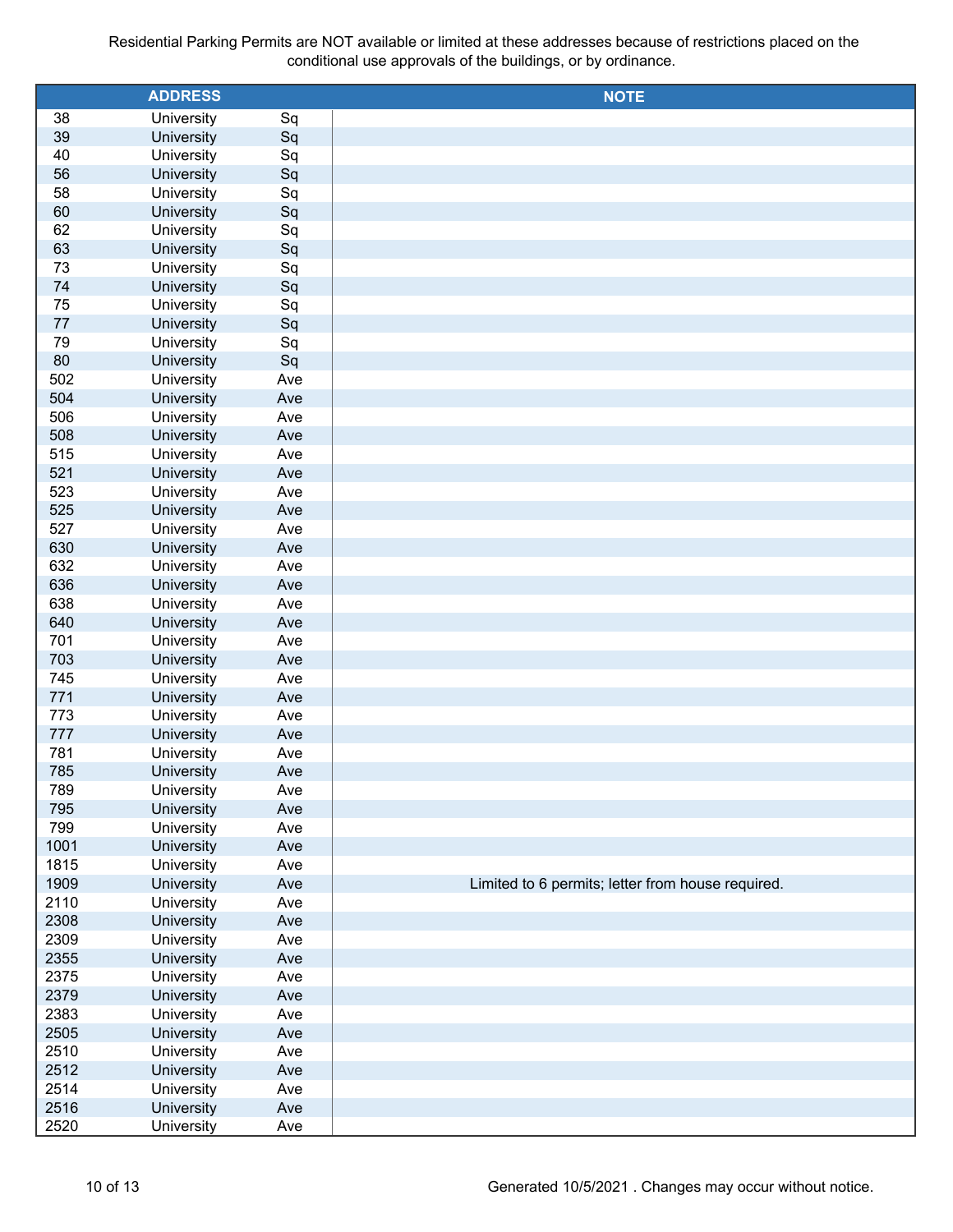Residential Parking Permits are NOT available or limited at these addresses because of restrictions placed on the conditional use approvals of the buildings, or by ordinance.

| ADDRESS | | | NOTE |
|---|---|---|---|
| 38 | University | Sq | |
| 39 | University | Sq | |
| 40 | University | Sq | |
| 56 | University | Sq | |
| 58 | University | Sq | |
| 60 | University | Sq | |
| 62 | University | Sq | |
| 63 | University | Sq | |
| 73 | University | Sq | |
| 74 | University | Sq | |
| 75 | University | Sq | |
| 77 | University | Sq | |
| 79 | University | Sq | |
| 80 | University | Sq | |
| 502 | University | Ave | |
| 504 | University | Ave | |
| 506 | University | Ave | |
| 508 | University | Ave | |
| 515 | University | Ave | |
| 521 | University | Ave | |
| 523 | University | Ave | |
| 525 | University | Ave | |
| 527 | University | Ave | |
| 630 | University | Ave | |
| 632 | University | Ave | |
| 636 | University | Ave | |
| 638 | University | Ave | |
| 640 | University | Ave | |
| 701 | University | Ave | |
| 703 | University | Ave | |
| 745 | University | Ave | |
| 771 | University | Ave | |
| 773 | University | Ave | |
| 777 | University | Ave | |
| 781 | University | Ave | |
| 785 | University | Ave | |
| 789 | University | Ave | |
| 795 | University | Ave | |
| 799 | University | Ave | |
| 1001 | University | Ave | |
| 1815 | University | Ave | |
| 1909 | University | Ave | Limited to 6 permits; letter from house required. |
| 2110 | University | Ave | |
| 2308 | University | Ave | |
| 2309 | University | Ave | |
| 2355 | University | Ave | |
| 2375 | University | Ave | |
| 2379 | University | Ave | |
| 2383 | University | Ave | |
| 2505 | University | Ave | |
| 2510 | University | Ave | |
| 2512 | University | Ave | |
| 2514 | University | Ave | |
| 2516 | University | Ave | |
| 2520 | University | Ave | |

Generated 10/5/2021 . Changes may occur without notice.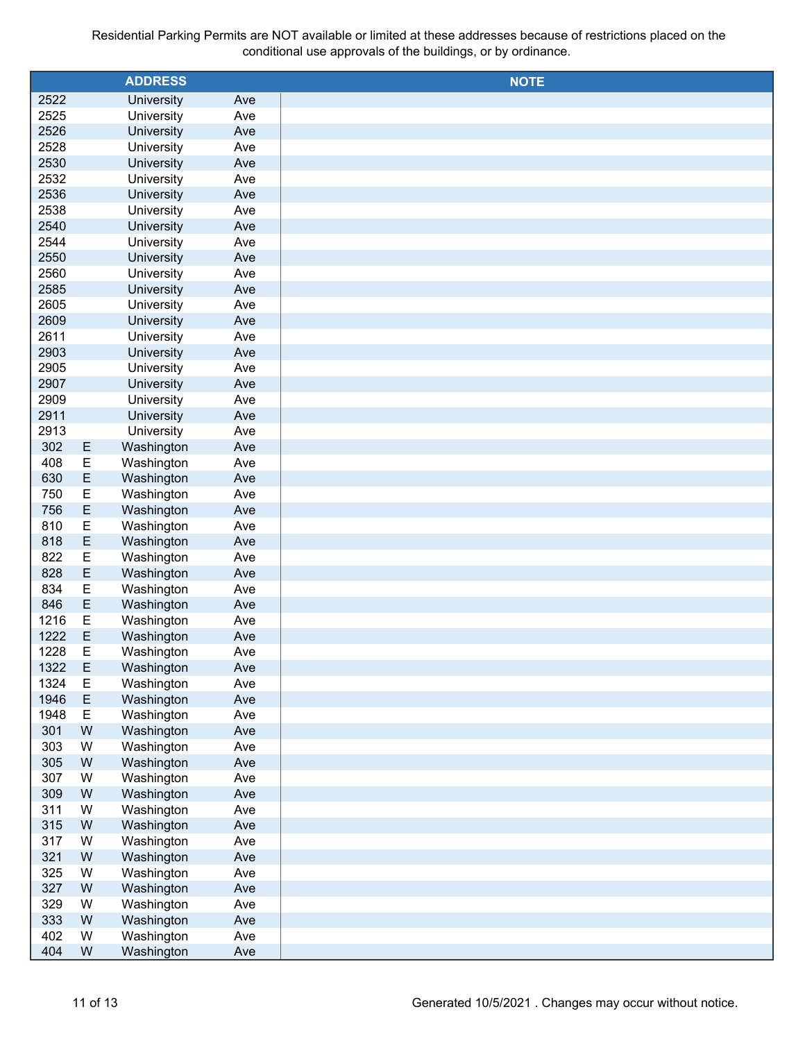Residential Parking Permits are NOT available or limited at these addresses because of restrictions placed on the conditional use approvals of the buildings, or by ordinance.

| ADDRESS | | | | NOTE |
|---|---|---|---|---|
| 2522 | | University | Ave | |
| 2525 | | University | Ave | |
| 2526 | | University | Ave | |
| 2528 | | University | Ave | |
| 2530 | | University | Ave | |
| 2532 | | University | Ave | |
| 2536 | | University | Ave | |
| 2538 | | University | Ave | |
| 2540 | | University | Ave | |
| 2544 | | University | Ave | |
| 2550 | | University | Ave | |
| 2560 | | University | Ave | |
| 2585 | | University | Ave | |
| 2605 | | University | Ave | |
| 2609 | | University | Ave | |
| 2611 | | University | Ave | |
| 2903 | | University | Ave | |
| 2905 | | University | Ave | |
| 2907 | | University | Ave | |
| 2909 | | University | Ave | |
| 2911 | | University | Ave | |
| 2913 | | University | Ave | |
| 302 | E | Washington | Ave | |
| 408 | E | Washington | Ave | |
| 630 | E | Washington | Ave | |
| 750 | E | Washington | Ave | |
| 756 | E | Washington | Ave | |
| 810 | E | Washington | Ave | |
| 818 | E | Washington | Ave | |
| 822 | E | Washington | Ave | |
| 828 | E | Washington | Ave | |
| 834 | E | Washington | Ave | |
| 846 | E | Washington | Ave | |
| 1216 | E | Washington | Ave | |
| 1222 | E | Washington | Ave | |
| 1228 | E | Washington | Ave | |
| 1322 | E | Washington | Ave | |
| 1324 | E | Washington | Ave | |
| 1946 | E | Washington | Ave | |
| 1948 | E | Washington | Ave | |
| 301 | W | Washington | Ave | |
| 303 | W | Washington | Ave | |
| 305 | W | Washington | Ave | |
| 307 | W | Washington | Ave | |
| 309 | W | Washington | Ave | |
| 311 | W | Washington | Ave | |
| 315 | W | Washington | Ave | |
| 317 | W | Washington | Ave | |
| 321 | W | Washington | Ave | |
| 325 | W | Washington | Ave | |
| 327 | W | Washington | Ave | |
| 329 | W | Washington | Ave | |
| 333 | W | Washington | Ave | |
| 402 | W | Washington | Ave | |
| 404 | W | Washington | Ave | |

Generated 10/5/2021 . Changes may occur without notice.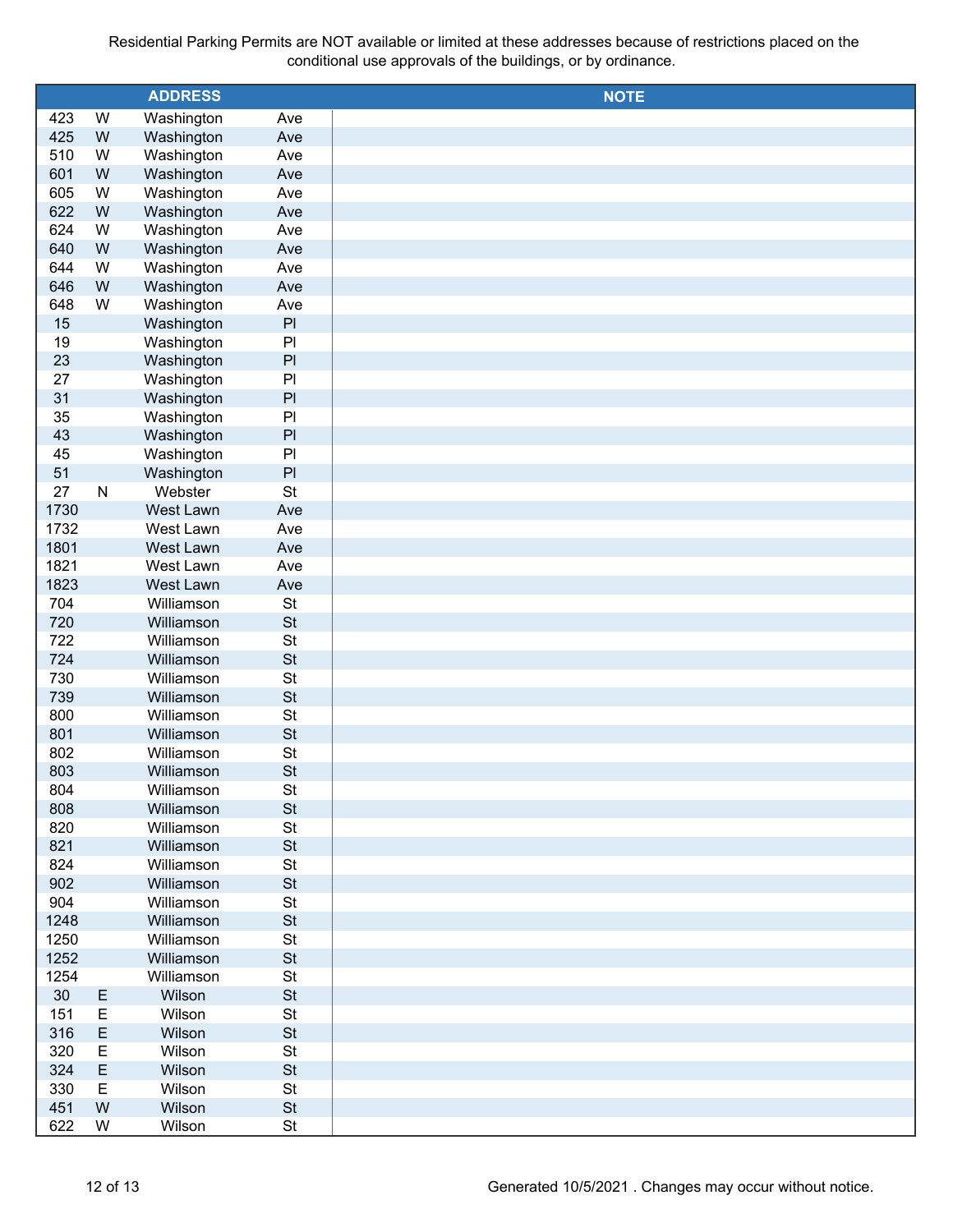Residential Parking Permits are NOT available or limited at these addresses because of restrictions placed on the conditional use approvals of the buildings, or by ordinance.

| | | ADDRESS | | NOTE |
|---|---|---|---|---|
| 423 | W | Washington | Ave | |
| 425 | W | Washington | Ave | |
| 510 | W | Washington | Ave | |
| 601 | W | Washington | Ave | |
| 605 | W | Washington | Ave | |
| 622 | W | Washington | Ave | |
| 624 | W | Washington | Ave | |
| 640 | W | Washington | Ave | |
| 644 | W | Washington | Ave | |
| 646 | W | Washington | Ave | |
| 648 | W | Washington | Ave | |
| 15 | | Washington | Pl | |
| 19 | | Washington | Pl | |
| 23 | | Washington | Pl | |
| 27 | | Washington | Pl | |
| 31 | | Washington | Pl | |
| 35 | | Washington | Pl | |
| 43 | | Washington | Pl | |
| 45 | | Washington | Pl | |
| 51 | | Washington | Pl | |
| 27 | N | Webster | St | |
| 1730 | | West Lawn | Ave | |
| 1732 | | West Lawn | Ave | |
| 1801 | | West Lawn | Ave | |
| 1821 | | West Lawn | Ave | |
| 1823 | | West Lawn | Ave | |
| 704 | | Williamson | St | |
| 720 | | Williamson | St | |
| 722 | | Williamson | St | |
| 724 | | Williamson | St | |
| 730 | | Williamson | St | |
| 739 | | Williamson | St | |
| 800 | | Williamson | St | |
| 801 | | Williamson | St | |
| 802 | | Williamson | St | |
| 803 | | Williamson | St | |
| 804 | | Williamson | St | |
| 808 | | Williamson | St | |
| 820 | | Williamson | St | |
| 821 | | Williamson | St | |
| 824 | | Williamson | St | |
| 902 | | Williamson | St | |
| 904 | | Williamson | St | |
| 1248 | | Williamson | St | |
| 1250 | | Williamson | St | |
| 1252 | | Williamson | St | |
| 1254 | | Williamson | St | |
| 30 | E | Wilson | St | |
| 151 | E | Wilson | St | |
| 316 | E | Wilson | St | |
| 320 | E | Wilson | St | |
| 324 | E | Wilson | St | |
| 330 | E | Wilson | St | |
| 451 | W | Wilson | St | |
| 622 | W | Wilson | St | |

Generated 10/5/2021 . Changes may occur without notice.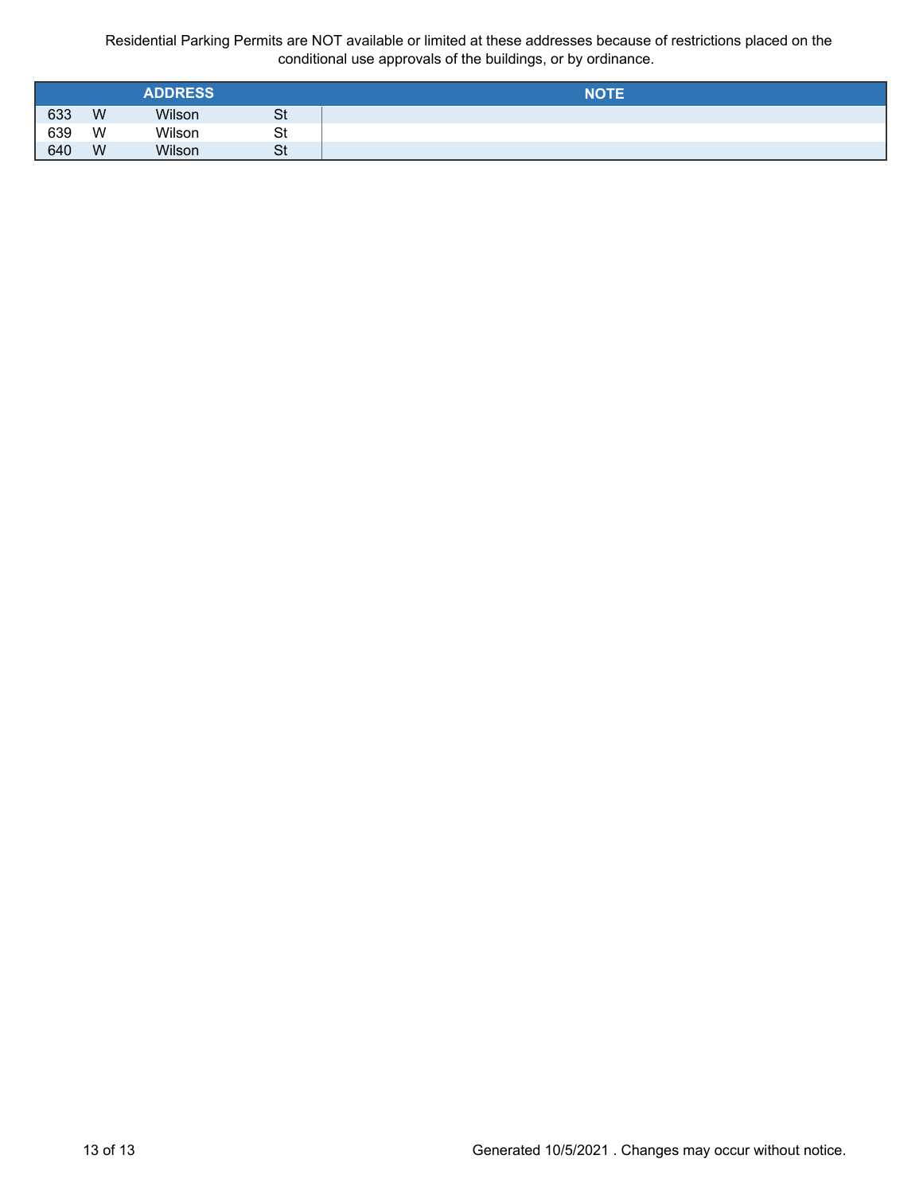Residential Parking Permits are NOT available or limited at these addresses because of restrictions placed on the conditional use approvals of the buildings, or by ordinance.

| ADDRESS | | | | NOTE |
|---|---|---|---|---|
| 633 | W | Wilson | St | |
| 639 | W | Wilson | St | |
| 640 | W | Wilson | St | |

Generated 10/5/2021 . Changes may occur without notice.